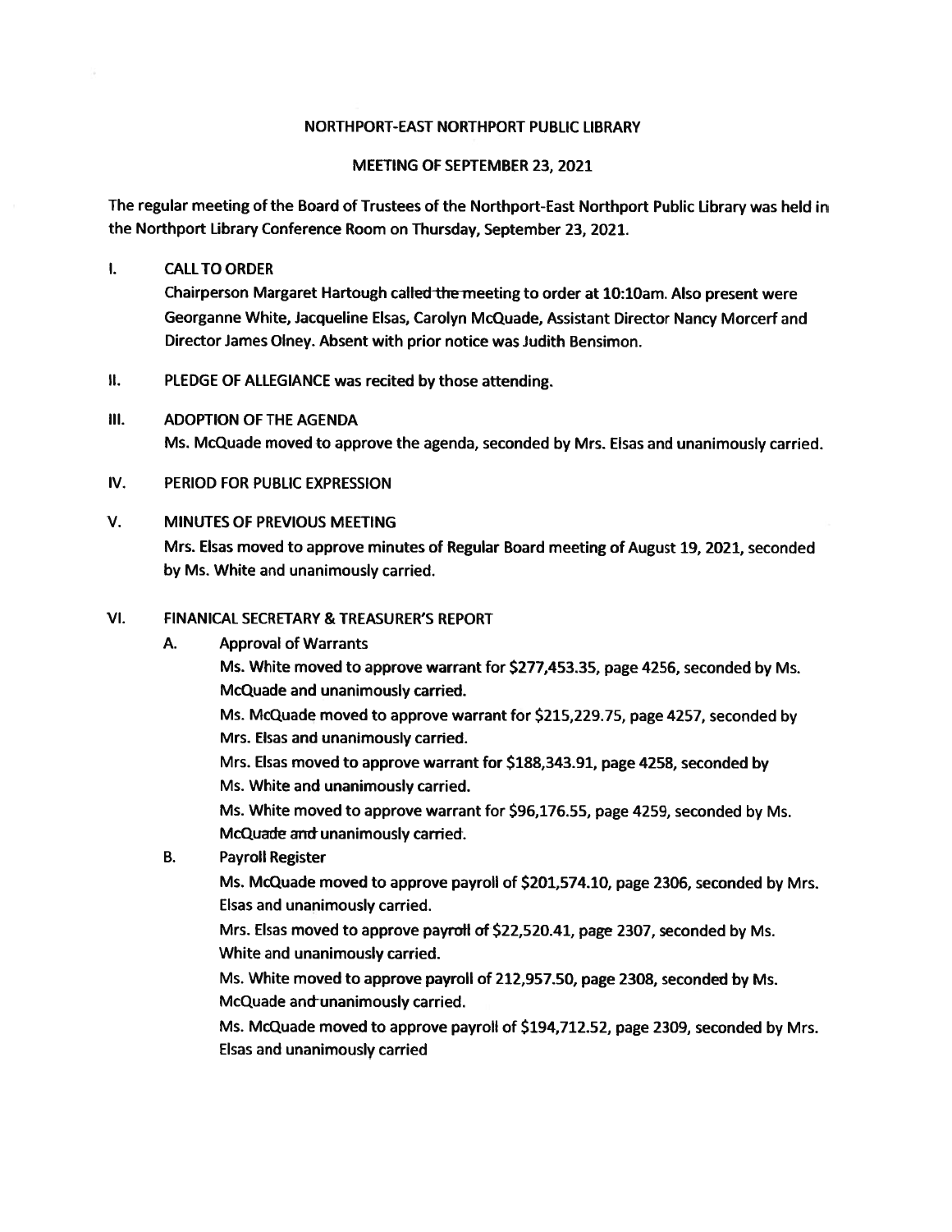# NORTHPORT-EAST NORTHPORT PUBLIC LIBRARY

## MEETING OF SEPTEMBER 23, 2021

The regular meeting of the Board of Trustees of the Northport-East Northport Public Library was held in the Northport Library Conference Room on Thursday, September 23, 2021.

I. CALL TO ORDER

Chairperson Margaret Hartough called the meeting to order at 10:10am. Also present were Georganne White, Jacqueline Elsas, Carolyn McQuade, Assistant Director Nancy Morcerf and Director James Olney. Absent with prior notice was Judith Bensimon.

II. PLEDGE OF ALLEGIANCE was recited by those attending.

III. ADOPTION OF THE AGENDA

Ms. McQuade moved to approve the agenda, seconded by Mrs. Elsas and unanimously carried.

IV. PERIOD FOR PUBLIC EXPRESSION

V. MINUTES OF PREVIOUS MEETING

Mrs. Elsas moved to approve minutes of Regular Board meeting of August 19, 2021, seconded by Ms. White and unanimously carried.

VI. FINANICAL SECRETARY & TREASURER'S REPORT

A. Approval of Warrants

Ms. White moved to approve warrant for $277,453.35, page 4256, seconded by Ms. McQuade and unanimously carried.

Ms. McQuade moved to approve warrant for $215,229.75, page 4257, seconded by Mrs. Elsas and unanimously carried.

Mrs. Elsas moved to approve warrant for $188,343.91, page 4258, seconded by Ms. White and unanimously carried.

Ms. White moved to approve warrant for $96,176.55, page 4259, seconded by Ms. McQuade and unanimously carried.

B. Payroll Register

Ms. McQuade moved to approve payroll of $201,574.10, page 2306, seconded by Mrs. Elsas and unanimously carried.

Mrs. Elsas moved to approve payroll of $22,520.41, page 2307, seconded by Ms. White and unanimously carried.

Ms. White moved to approve payroll of 212,957.50, page 2308, seconded by Ms. McQuade and unanimously carried.

Ms. McQuade moved to approve payroll of $194,712.52, page 2309, seconded by Mrs. Elsas and unanimously carried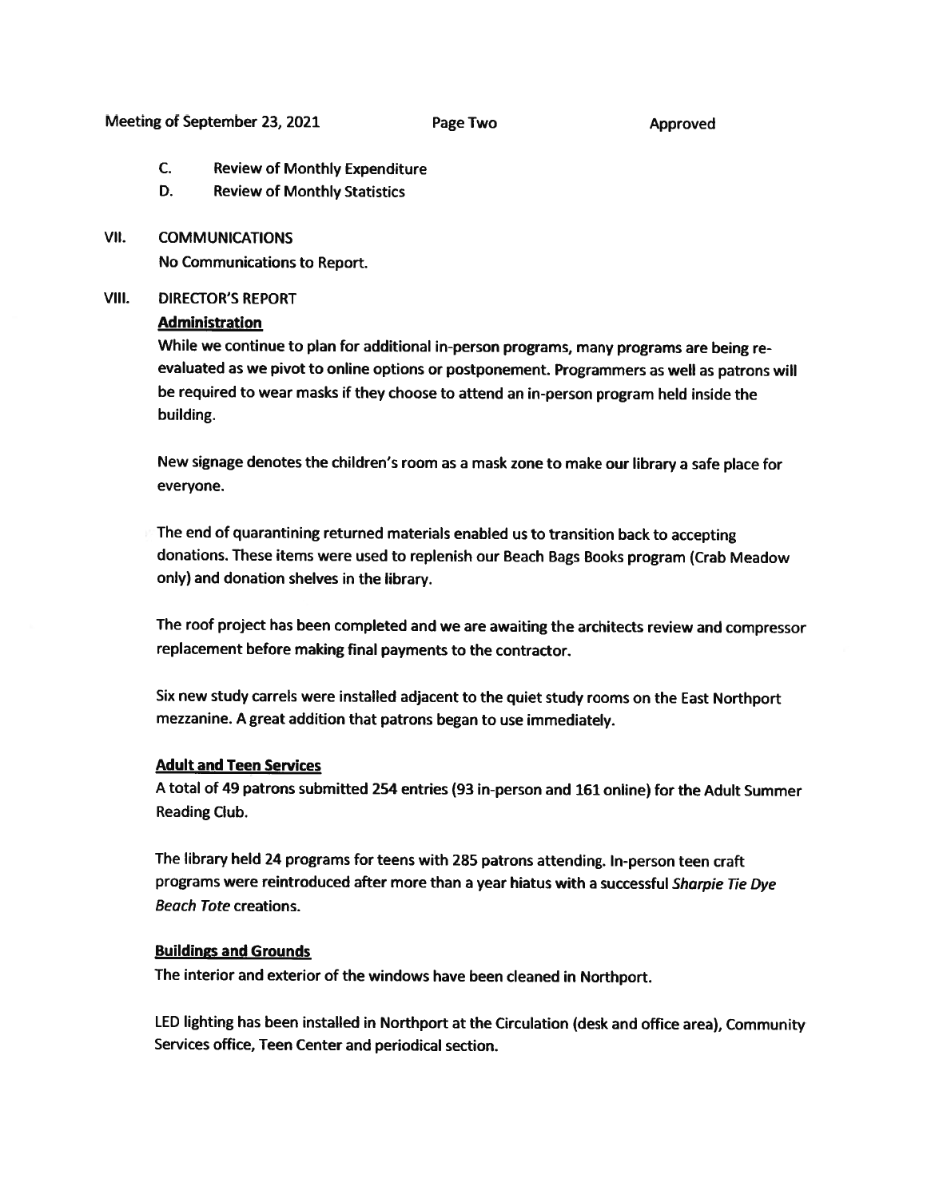C. Review of Monthly Expenditure

D. Review of Monthly Statistics

## VII. COMMUNICATIONS

No Communications to Report.

## VIII. DIRECTOR'S REPORT

### Administration

While we continue to plan for additional in-person programs, many programs are being re-evaluated as we pivot to online options or postponement. Programmers as well as patrons will be required to wear masks if they choose to attend an in-person program held inside the building.

New signage denotes the children's room as a mask zone to make our library a safe place for everyone.

The end of quarantining returned materials enabled us to transition back to accepting donations. These items were used to replenish our Beach Bags Books program (Crab Meadow only) and donation shelves in the library.

The roof project has been completed and we are awaiting the architects review and compressor replacement before making final payments to the contractor.

Six new study carrels were installed adjacent to the quiet study rooms on the East Northport mezzanine. A great addition that patrons began to use immediately.

### Adult and Teen Services

A total of 49 patrons submitted 254 entries (93 in-person and 161 online) for the Adult Summer Reading Club.

The library held 24 programs for teens with 285 patrons attending. In-person teen craft programs were reintroduced after more than a year hiatus with a successful *Sharpie Tie Dye Beach Tote* creations.

### Buildings and Grounds

The interior and exterior of the windows have been cleaned in Northport.

LED lighting has been installed in Northport at the Circulation (desk and office area), Community Services office, Teen Center and periodical section.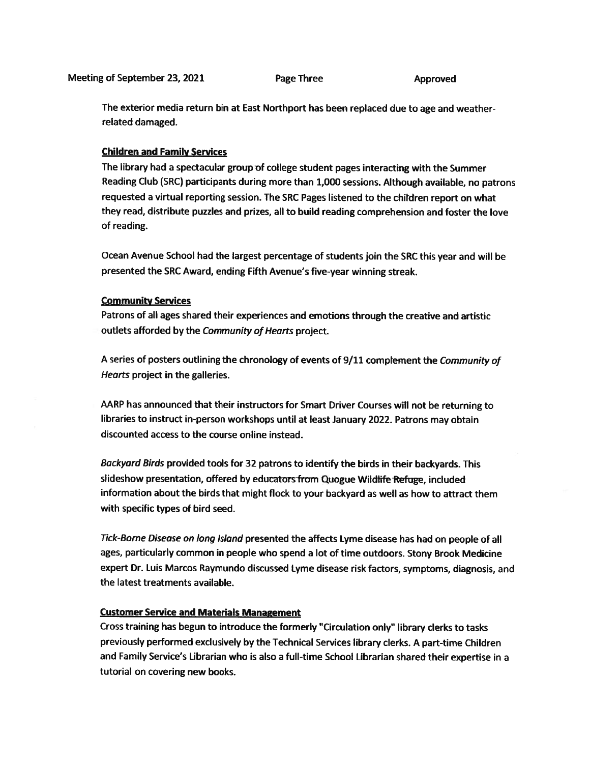The exterior media return bin at East Northport has been replaced due to age and weather-related damaged.

**Children and Family Services**

The library had a spectacular group of college student pages interacting with the Summer Reading Club (SRC) participants during more than 1,000 sessions. Although available, no patrons requested a virtual reporting session. The SRC Pages listened to the children report on what they read, distribute puzzles and prizes, all to build reading comprehension and foster the love of reading.

Ocean Avenue School had the largest percentage of students join the SRC this year and will be presented the SRC Award, ending Fifth Avenue's five-year winning streak.

**Community Services**

Patrons of all ages shared their experiences and emotions through the creative and artistic outlets afforded by the *Community of Hearts* project.

A series of posters outlining the chronology of events of 9/11 complement the *Community of Hearts* project in the galleries.

AARP has announced that their instructors for Smart Driver Courses will not be returning to libraries to instruct in-person workshops until at least January 2022. Patrons may obtain discounted access to the course online instead.

*Backyard Birds* provided tools for 32 patrons to identify the birds in their backyards. This slideshow presentation, offered by educators from Quogue Wildlife Refuge, included information about the birds that might flock to your backyard as well as how to attract them with specific types of bird seed.

*Tick-Borne Disease on long Island* presented the affects Lyme disease has had on people of all ages, particularly common in people who spend a lot of time outdoors. Stony Brook Medicine expert Dr. Luis Marcos Raymundo discussed Lyme disease risk factors, symptoms, diagnosis, and the latest treatments available.

**Customer Service and Materials Management**

Cross training has begun to introduce the formerly "Circulation only" library clerks to tasks previously performed exclusively by the Technical Services library clerks. A part-time Children and Family Service's Librarian who is also a full-time School Librarian shared their expertise in a tutorial on covering new books.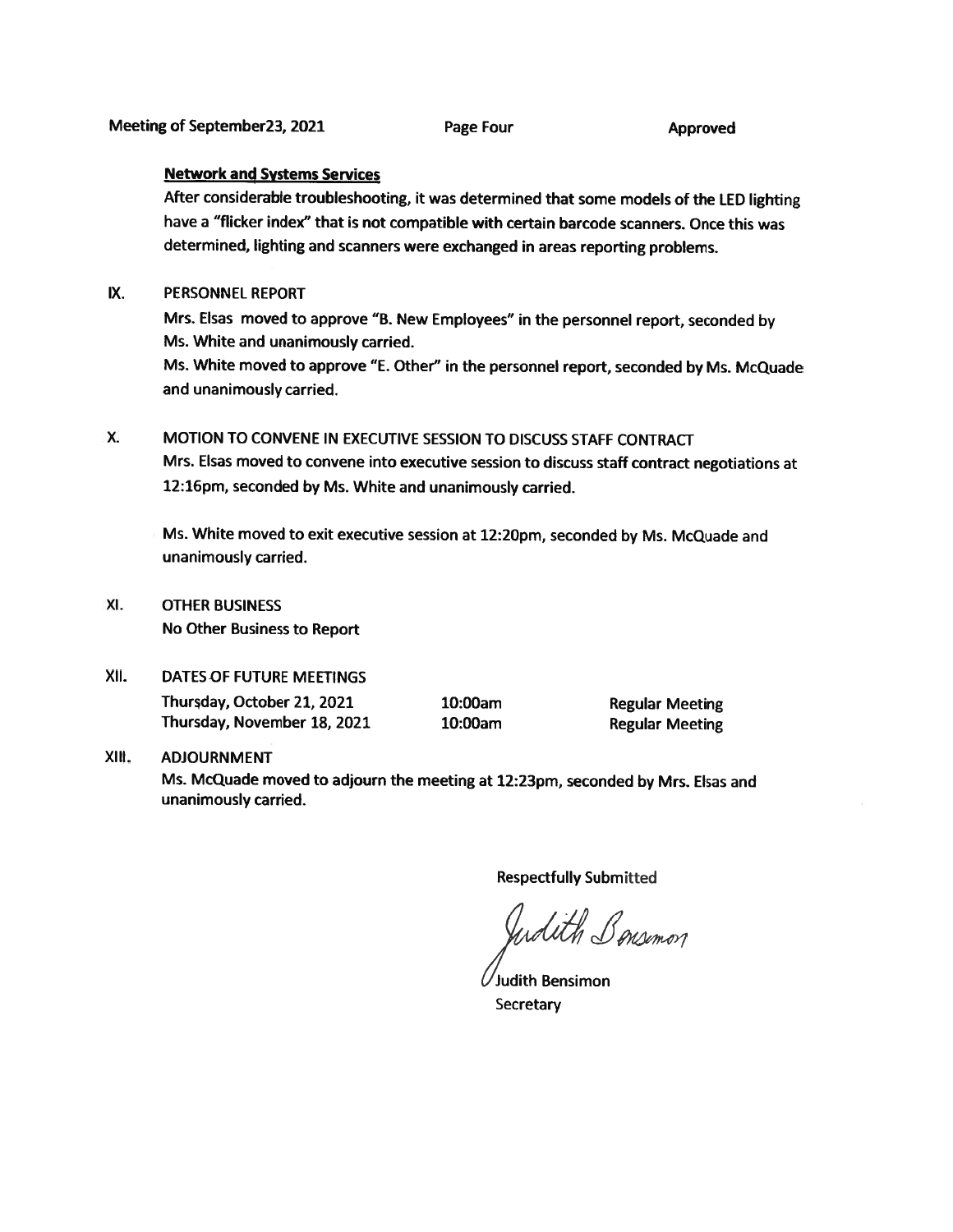**Network and Systems Services**

After considerable troubleshooting, it was determined that some models of the LED lighting have a "flicker index" that is not compatible with certain barcode scanners. Once this was determined, lighting and scanners were exchanged in areas reporting problems.

## IX. PERSONNEL REPORT

Mrs. Elsas moved to approve "B. New Employees" in the personnel report, seconded by Ms. White and unanimously carried.

Ms. White moved to approve "E. Other" in the personnel report, seconded by Ms. McQuade and unanimously carried.

## X. MOTION TO CONVENE IN EXECUTIVE SESSION TO DISCUSS STAFF CONTRACT

Mrs. Elsas moved to convene into executive session to discuss staff contract negotiations at 12:16pm, seconded by Ms. White and unanimously carried.

Ms. White moved to exit executive session at 12:20pm, seconded by Ms. McQuade and unanimously carried.

## XI. OTHER BUSINESS

No Other Business to Report

## XII. DATES OF FUTURE MEETINGS

| | | |
|---|---|---|
| Thursday, October 21, 2021 | 10:00am | Regular Meeting |
| Thursday, November 18, 2021 | 10:00am | Regular Meeting |

## XIII. ADJOURNMENT

Ms. McQuade moved to adjourn the meeting at 12:23pm, seconded by Mrs. Elsas and unanimously carried.

Respectfully Submitted

Judith Bensimon

Judith Bensimon
Secretary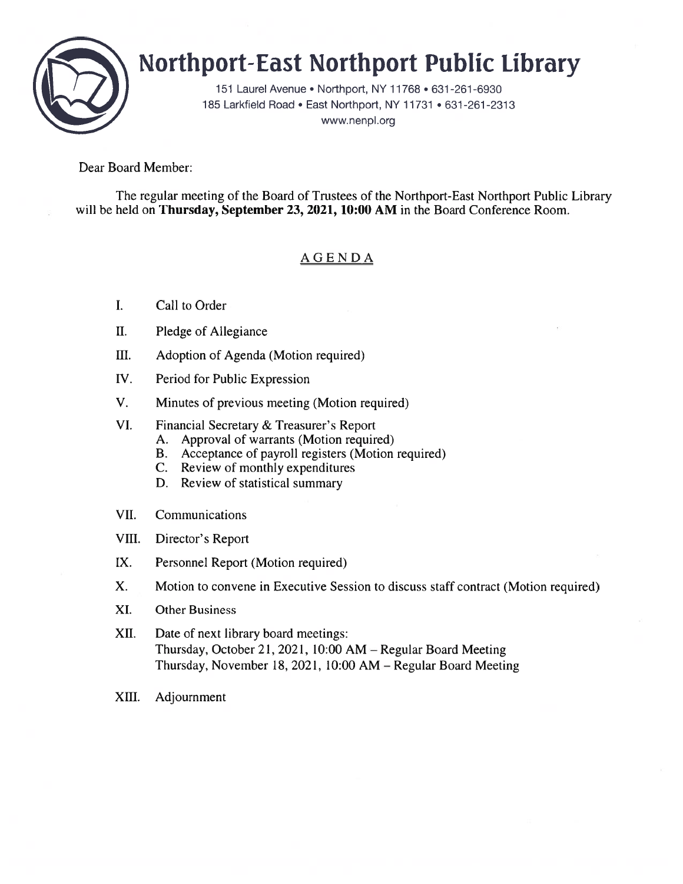# Northport-East Northport Public Library

151 Laurel Avenue • Northport, NY 11768 • 631-261-6930
185 Larkfield Road • East Northport, NY 11731 • 631-261-2313
www.nenpl.org

Dear Board Member:

The regular meeting of the Board of Trustees of the Northport-East Northport Public Library will be held on **Thursday, September 23, 2021, 10:00 AM** in the Board Conference Room.

## AGENDA

I. Call to Order

II. Pledge of Allegiance

III. Adoption of Agenda (Motion required)

IV. Period for Public Expression

V. Minutes of previous meeting (Motion required)

VI. Financial Secretary & Treasurer's Report
   A. Approval of warrants (Motion required)
   B. Acceptance of payroll registers (Motion required)
   C. Review of monthly expenditures
   D. Review of statistical summary

VII. Communications

VIII. Director's Report

IX. Personnel Report (Motion required)

X. Motion to convene in Executive Session to discuss staff contract (Motion required)

XI. Other Business

XII. Date of next library board meetings:
Thursday, October 21, 2021, 10:00 AM – Regular Board Meeting
Thursday, November 18, 2021, 10:00 AM – Regular Board Meeting

XIII. Adjournment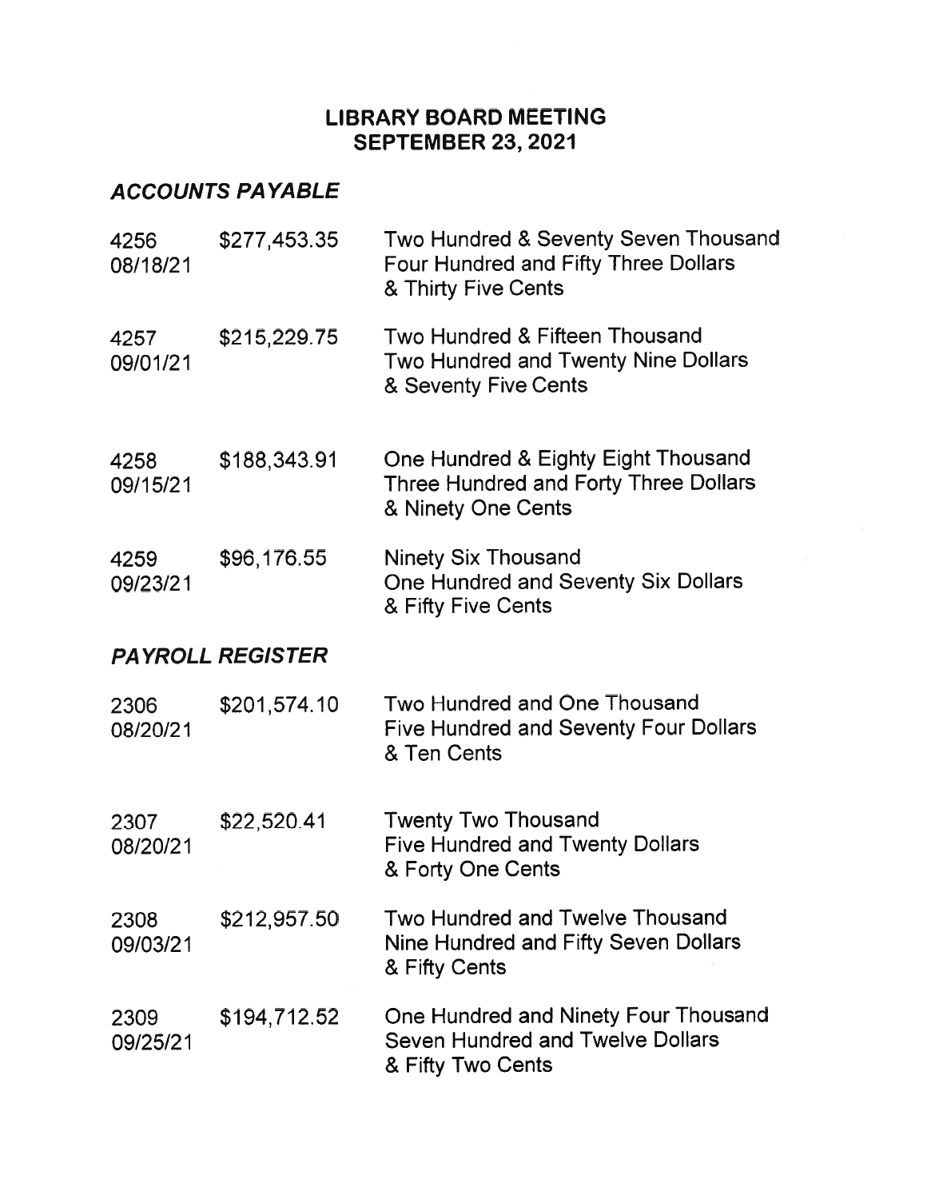# LIBRARY BOARD MEETING
# SEPTEMBER 23, 2021

## *ACCOUNTS PAYABLE*

| | | |
|---|---|---|
| 4256<br>08/18/21 | \$277,453.35 | Two Hundred & Seventy Seven Thousand<br>Four Hundred and Fifty Three Dollars<br>& Thirty Five Cents |
| 4257<br>09/01/21 | \$215,229.75 | Two Hundred & Fifteen Thousand<br>Two Hundred and Twenty Nine Dollars<br>& Seventy Five Cents |
| 4258<br>09/15/21 | \$188,343.91 | One Hundred & Eighty Eight Thousand<br>Three Hundred and Forty Three Dollars<br>& Ninety One Cents |
| 4259<br>09/23/21 | \$96,176.55 | Ninety Six Thousand<br>One Hundred and Seventy Six Dollars<br>& Fifty Five Cents |

## *PAYROLL REGISTER*

| | | |
|---|---|---|
| 2306<br>08/20/21 | \$201,574.10 | Two Hundred and One Thousand<br>Five Hundred and Seventy Four Dollars<br>& Ten Cents |
| 2307<br>08/20/21 | \$22,520.41 | Twenty Two Thousand<br>Five Hundred and Twenty Dollars<br>& Forty One Cents |
| 2308<br>09/03/21 | \$212,957.50 | Two Hundred and Twelve Thousand<br>Nine Hundred and Fifty Seven Dollars<br>& Fifty Cents |
| 2309<br>09/25/21 | \$194,712.52 | One Hundred and Ninety Four Thousand<br>Seven Hundred and Twelve Dollars<br>& Fifty Two Cents |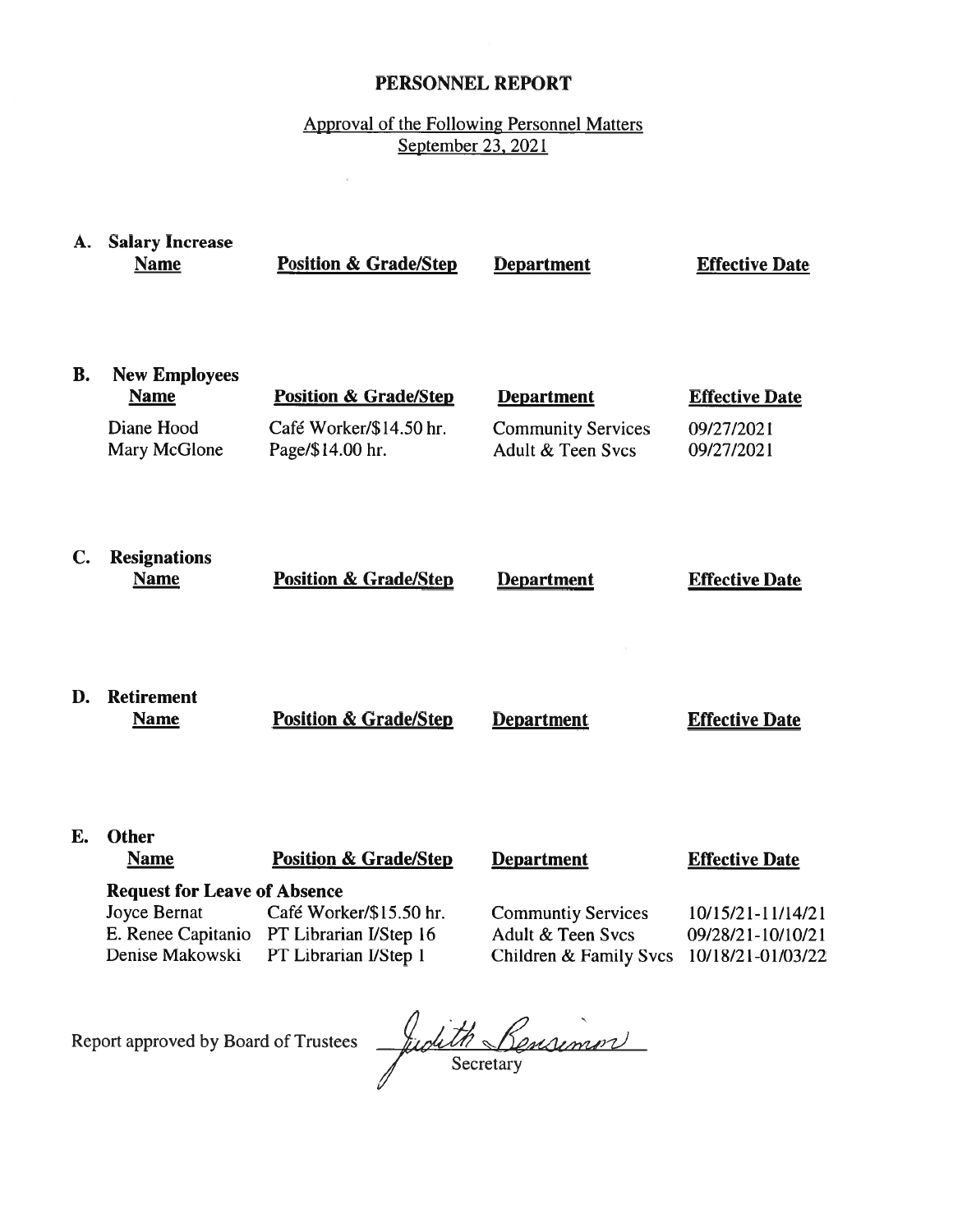# PERSONNEL REPORT

Approval of the Following Personnel Matters
September 23, 2021

**A. Salary Increase**

| Name | Position & Grade/Step | Department | Effective Date |
|---|---|---|---|

**B. New Employees**

| Name | Position & Grade/Step | Department | Effective Date |
|---|---|---|---|
| Diane Hood | Café Worker/$14.50 hr. | Community Services | 09/27/2021 |
| Mary McGlone | Page/$14.00 hr. | Adult & Teen Svcs | 09/27/2021 |

**C. Resignations**

| Name | Position & Grade/Step | Department | Effective Date |
|---|---|---|---|

**D. Retirement**

| Name | Position & Grade/Step | Department | Effective Date |
|---|---|---|---|

**E. Other**

| Name | Position & Grade/Step | Department | Effective Date |
|---|---|---|---|
| **Request for Leave of Absence** | | | |
| Joyce Bernat | Café Worker/$15.50 hr. | Communtiy Services | 10/15/21-11/14/21 |
| E. Renee Capitanio | PT Librarian I/Step 16 | Adult & Teen Svcs | 09/28/21-10/10/21 |
| Denise Makowski | PT Librarian I/Step 1 | Children & Family Svcs | 10/18/21-01/03/22 |

Report approved by Board of Trustees Judith Bensimon
Secretary